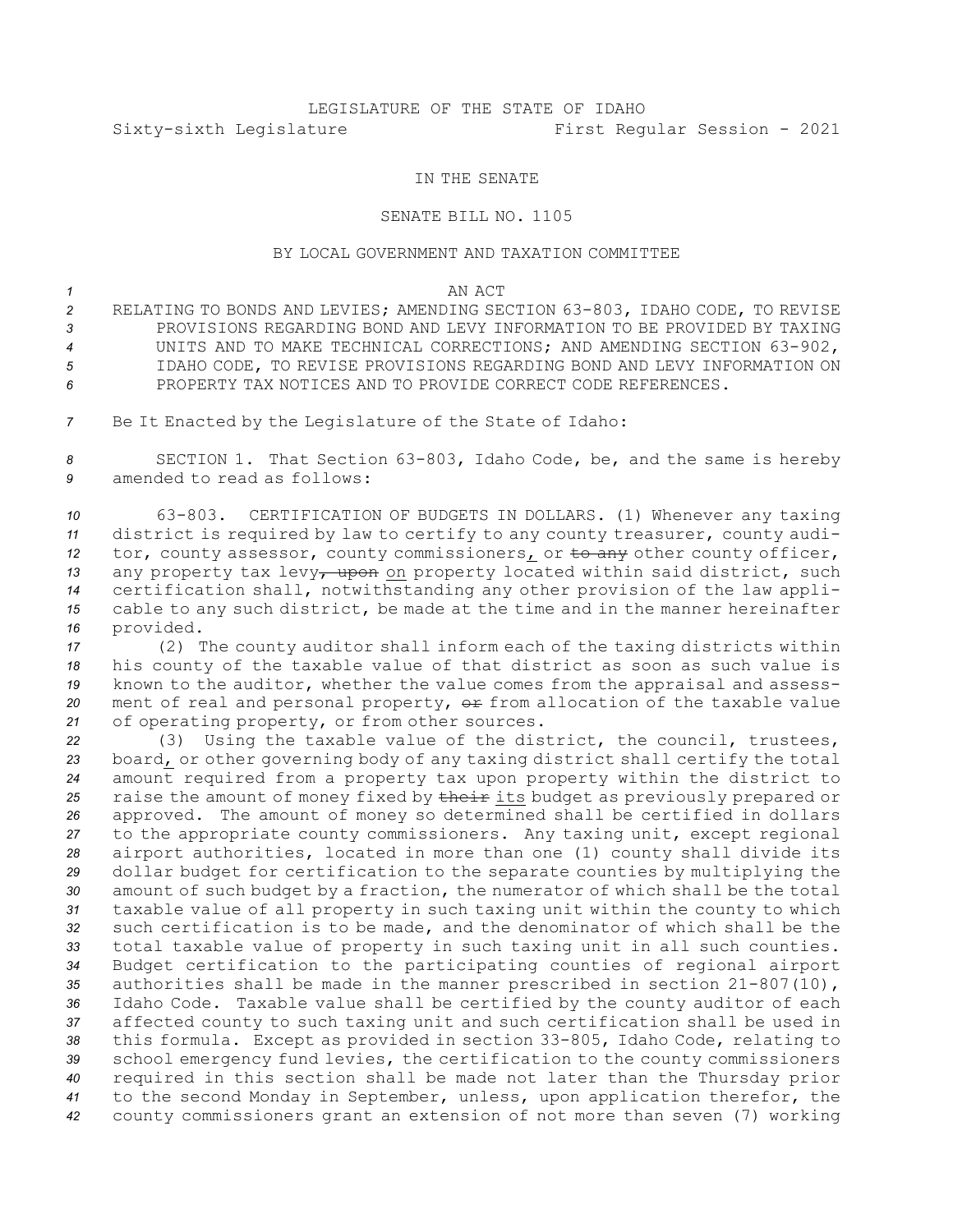LEGISLATURE OF THE STATE OF IDAHO

Sixty-sixth Legislature First Regular Session - 2021

IN THE SENATE

SENATE BILL NO. 1105

BY LOCAL GOVERNMENT AND TAXATION COMMITTEE

AN ACT

RELATING TO BONDS AND LEVIES; AMENDING SECTION 63-803, IDAHO CODE, TO REVISE PROVISIONS REGARDING BOND AND LEVY INFORMATION TO BE PROVIDED BY TAXING UNITS AND TO MAKE TECHNICAL CORRECTIONS; AND AMENDING SECTION 63-902, IDAHO CODE, TO REVISE PROVISIONS REGARDING BOND AND LEVY INFORMATION ON PROPERTY TAX NOTICES AND TO PROVIDE CORRECT CODE REFERENCES.

Be It Enacted by the Legislature of the State of Idaho:

SECTION 1. That Section 63-803, Idaho Code, be, and the same is hereby amended to read as follows:

63-803. CERTIFICATION OF BUDGETS IN DOLLARS. (1) Whenever any taxing district is required by law to certify to any county treasurer, county auditor, county assessor, county commissioners, or ~~to any~~ other county officer, any property tax levy~~, upon~~ on property located within said district, such certification shall, notwithstanding any other provision of the law applicable to any such district, be made at the time and in the manner hereinafter provided.

(2) The county auditor shall inform each of the taxing districts within his county of the taxable value of that district as soon as such value is known to the auditor, whether the value comes from the appraisal and assessment of real and personal property, ~~or~~ from allocation of the taxable value of operating property, or from other sources.

(3) Using the taxable value of the district, the council, trustees, board, or other governing body of any taxing district shall certify the total amount required from a property tax upon property within the district to raise the amount of money fixed by ~~their~~ its budget as previously prepared or approved. The amount of money so determined shall be certified in dollars to the appropriate county commissioners. Any taxing unit, except regional airport authorities, located in more than one (1) county shall divide its dollar budget for certification to the separate counties by multiplying the amount of such budget by a fraction, the numerator of which shall be the total taxable value of all property in such taxing unit within the county to which such certification is to be made, and the denominator of which shall be the total taxable value of property in such taxing unit in all such counties. Budget certification to the participating counties of regional airport authorities shall be made in the manner prescribed in section 21-807(10), Idaho Code. Taxable value shall be certified by the county auditor of each affected county to such taxing unit and such certification shall be used in this formula. Except as provided in section 33-805, Idaho Code, relating to school emergency fund levies, the certification to the county commissioners required in this section shall be made not later than the Thursday prior to the second Monday in September, unless, upon application therefor, the county commissioners grant an extension of not more than seven (7) working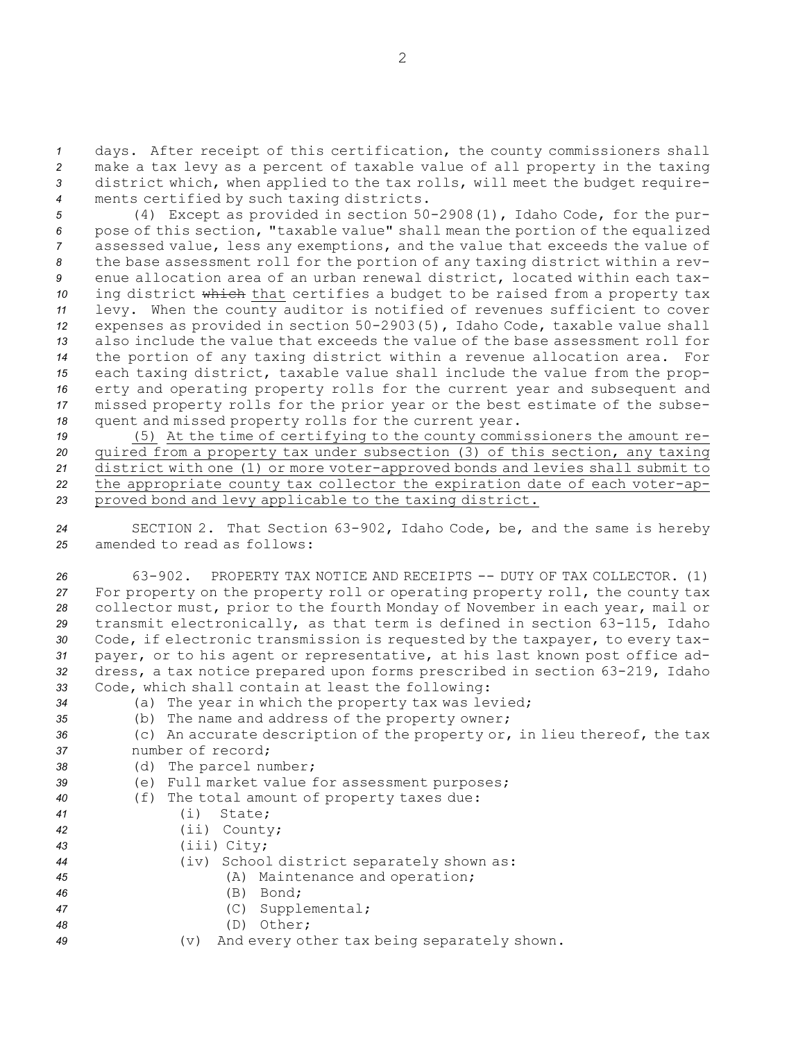days. After receipt of this certification, the county commissioners shall make a tax levy as a percent of taxable value of all property in the taxing district which, when applied to the tax rolls, will meet the budget requirements certified by such taxing districts.

(4) Except as provided in section 50-2908(1), Idaho Code, for the purpose of this section, "taxable value" shall mean the portion of the equalized assessed value, less any exemptions, and the value that exceeds the value of the base assessment roll for the portion of any taxing district within a revenue allocation area of an urban renewal district, located within each taxing district ~~which~~ that certifies a budget to be raised from a property tax levy. When the county auditor is notified of revenues sufficient to cover expenses as provided in section 50-2903(5), Idaho Code, taxable value shall also include the value that exceeds the value of the base assessment roll for the portion of any taxing district within a revenue allocation area. For each taxing district, taxable value shall include the value from the property and operating property rolls for the current year and subsequent and missed property rolls for the prior year or the best estimate of the subsequent and missed property rolls for the current year.

(5) At the time of certifying to the county commissioners the amount required from a property tax under subsection (3) of this section, any taxing district with one (1) or more voter-approved bonds and levies shall submit to the appropriate county tax collector the expiration date of each voter-approved bond and levy applicable to the taxing district.

SECTION 2. That Section 63-902, Idaho Code, be, and the same is hereby amended to read as follows:

63-902. PROPERTY TAX NOTICE AND RECEIPTS -- DUTY OF TAX COLLECTOR. (1) For property on the property roll or operating property roll, the county tax collector must, prior to the fourth Monday of November in each year, mail or transmit electronically, as that term is defined in section 63-115, Idaho Code, if electronic transmission is requested by the taxpayer, to every taxpayer, or to his agent or representative, at his last known post office address, a tax notice prepared upon forms prescribed in section 63-219, Idaho Code, which shall contain at least the following:

(a) The year in which the property tax was levied;

(b) The name and address of the property owner;

(c) An accurate description of the property or, in lieu thereof, the tax number of record;

(d) The parcel number;

(e) Full market value for assessment purposes;

(f) The total amount of property taxes due:

(i) State;

(ii) County;

(iii) City;

(iv) School district separately shown as:

(A) Maintenance and operation;

(B) Bond;

(C) Supplemental;

(D) Other;

(v) And every other tax being separately shown.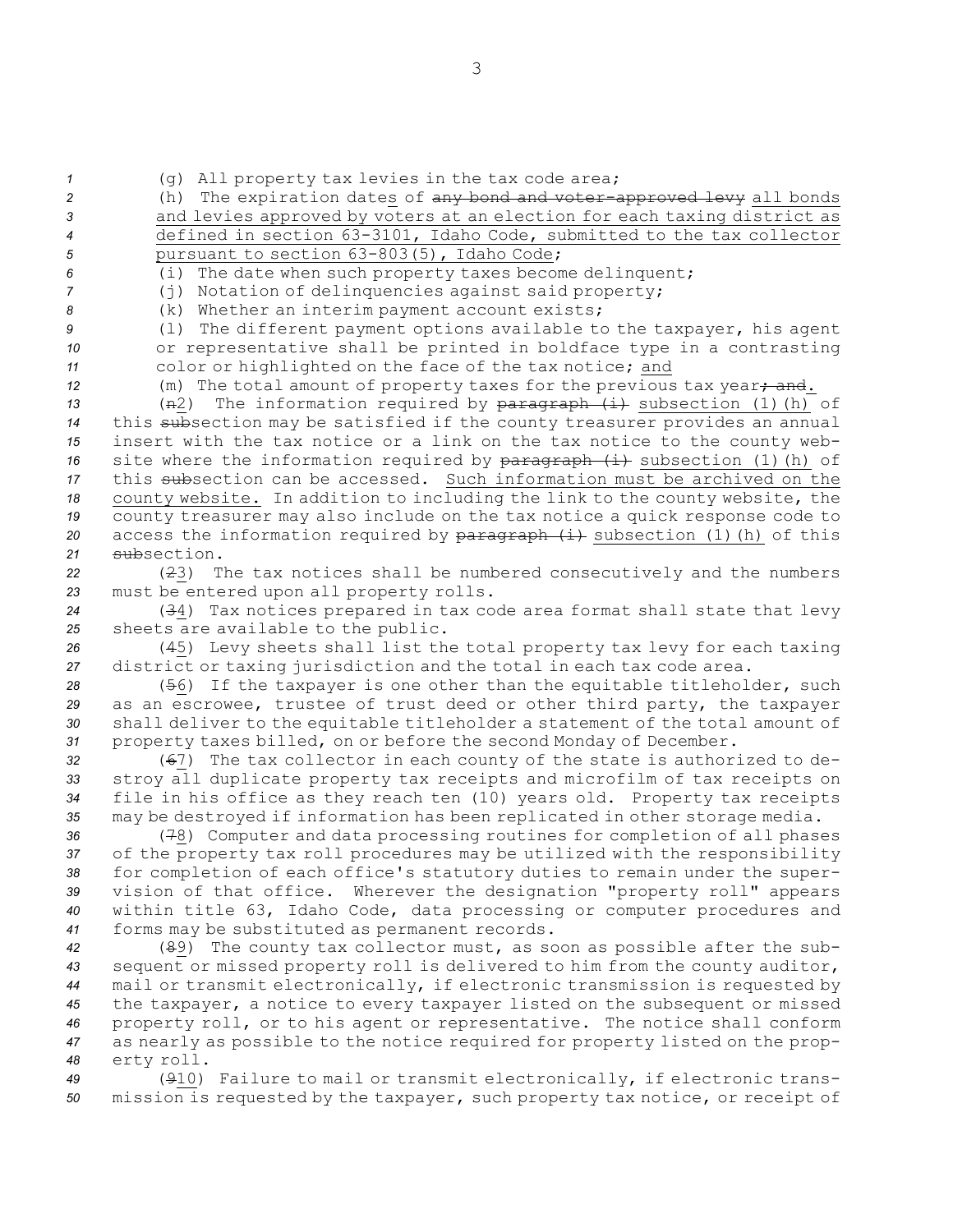(g) All property tax levies in the tax code area;

(h) The expiration dates of ~~any bond and voter-approved levy~~ all bonds and levies approved by voters at an election for each taxing district as defined in section 63-3101, Idaho Code, submitted to the tax collector pursuant to section 63-803(5), Idaho Code;

(i) The date when such property taxes become delinquent;

(j) Notation of delinquencies against said property;

(k) Whether an interim payment account exists;

(l) The different payment options available to the taxpayer, his agent or representative shall be printed in boldface type in a contrasting color or highlighted on the face of the tax notice; and

(m) The total amount of property taxes for the previous tax year~~; and~~.

(~~n~~2) The information required by ~~paragraph (i)~~ subsection (1)(h) of this ~~sub~~section may be satisfied if the county treasurer provides an annual insert with the tax notice or a link on the tax notice to the county website where the information required by ~~paragraph (i)~~ subsection (1)(h) of this ~~sub~~section can be accessed. Such information must be archived on the county website. In addition to including the link to the county website, the county treasurer may also include on the tax notice a quick response code to access the information required by ~~paragraph (i)~~ subsection (1)(h) of this ~~sub~~section.

(~~2~~3) The tax notices shall be numbered consecutively and the numbers must be entered upon all property rolls.

(~~3~~4) Tax notices prepared in tax code area format shall state that levy sheets are available to the public.

(~~4~~5) Levy sheets shall list the total property tax levy for each taxing district or taxing jurisdiction and the total in each tax code area.

(~~5~~6) If the taxpayer is one other than the equitable titleholder, such as an escrowee, trustee of trust deed or other third party, the taxpayer shall deliver to the equitable titleholder a statement of the total amount of property taxes billed, on or before the second Monday of December.

(~~6~~7) The tax collector in each county of the state is authorized to destroy all duplicate property tax receipts and microfilm of tax receipts on file in his office as they reach ten (10) years old. Property tax receipts may be destroyed if information has been replicated in other storage media.

(~~7~~8) Computer and data processing routines for completion of all phases of the property tax roll procedures may be utilized with the responsibility for completion of each office's statutory duties to remain under the supervision of that office. Wherever the designation "property roll" appears within title 63, Idaho Code, data processing or computer procedures and forms may be substituted as permanent records.

(~~8~~9) The county tax collector must, as soon as possible after the subsequent or missed property roll is delivered to him from the county auditor, mail or transmit electronically, if electronic transmission is requested by the taxpayer, a notice to every taxpayer listed on the subsequent or missed property roll, or to his agent or representative. The notice shall conform as nearly as possible to the notice required for property listed on the property roll.

(~~9~~10) Failure to mail or transmit electronically, if electronic transmission is requested by the taxpayer, such property tax notice, or receipt of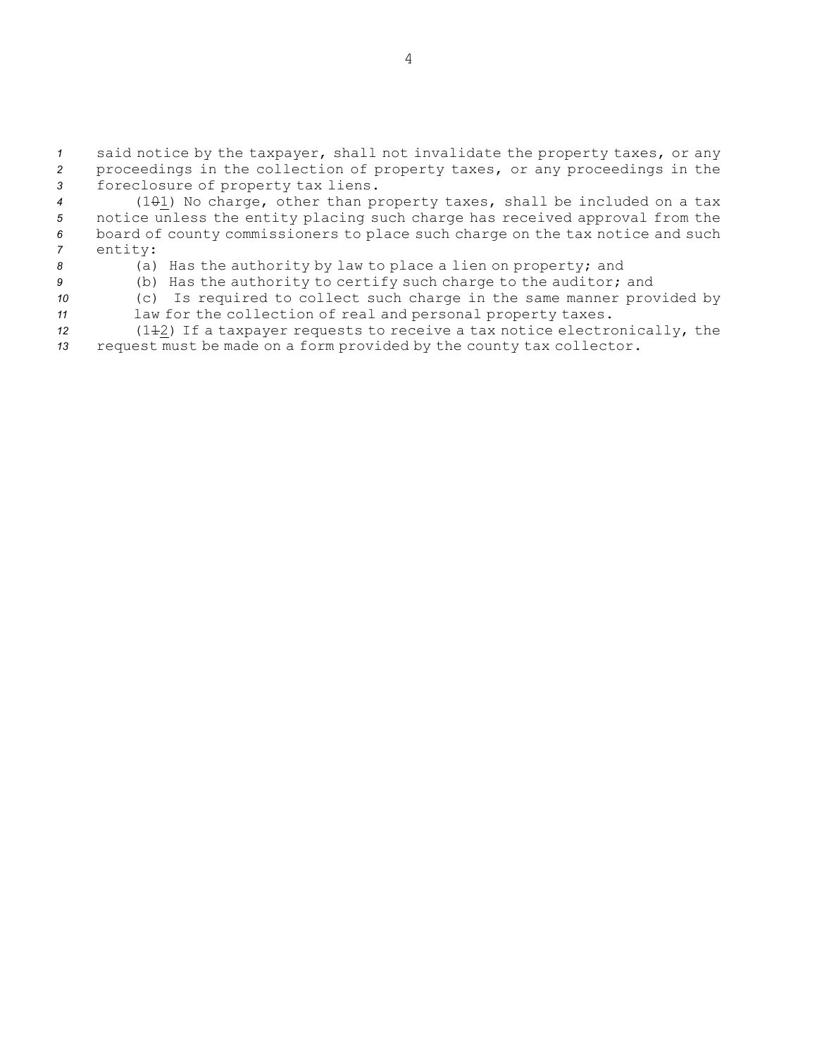said notice by the taxpayer, shall not invalidate the property taxes, or any proceedings in the collection of property taxes, or any proceedings in the foreclosure of property tax liens.

(1~~0~~1) No charge, other than property taxes, shall be included on a tax notice unless the entity placing such charge has received approval from the board of county commissioners to place such charge on the tax notice and such entity:

(a) Has the authority by law to place a lien on property; and

(b) Has the authority to certify such charge to the auditor; and

(c) Is required to collect such charge in the same manner provided by law for the collection of real and personal property taxes.

(1~~1~~2) If a taxpayer requests to receive a tax notice electronically, the request must be made on a form provided by the county tax collector.